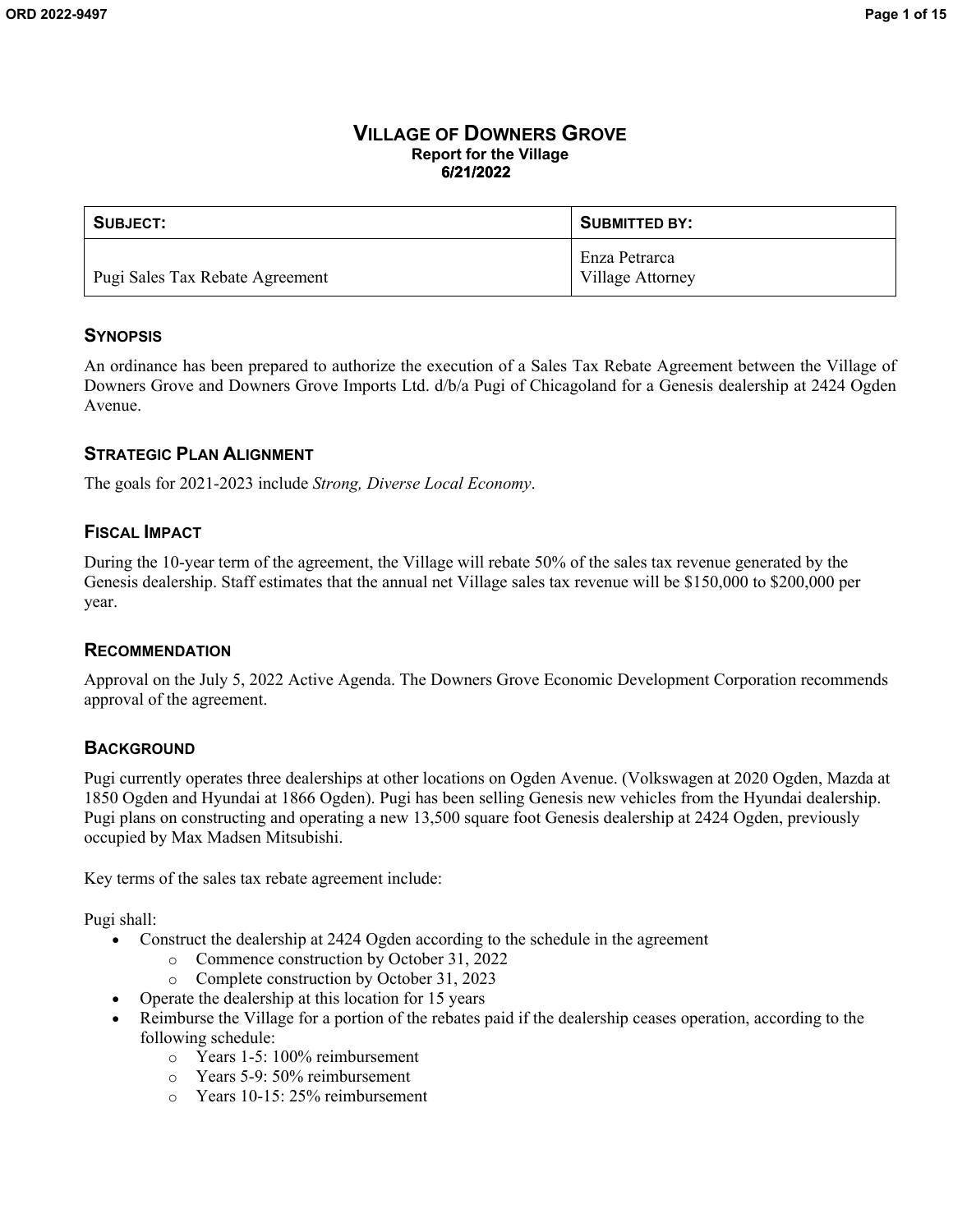# VILLAGE OF DOWNERS GROVE

**Report for the Village**
**6/21/2022**

| SUBJECT: | SUBMITTED BY: |
| --- | --- |
| Pugi Sales Tax Rebate Agreement | Enza Petrarca<br>Village Attorney |

## SYNOPSIS

An ordinance has been prepared to authorize the execution of a Sales Tax Rebate Agreement between the Village of Downers Grove and Downers Grove Imports Ltd. d/b/a Pugi of Chicagoland for a Genesis dealership at 2424 Ogden Avenue.

## STRATEGIC PLAN ALIGNMENT

The goals for 2021-2023 include *Strong, Diverse Local Economy*.

## FISCAL IMPACT

During the 10-year term of the agreement, the Village will rebate 50% of the sales tax revenue generated by the Genesis dealership. Staff estimates that the annual net Village sales tax revenue will be $150,000 to $200,000 per year.

## RECOMMENDATION

Approval on the July 5, 2022 Active Agenda. The Downers Grove Economic Development Corporation recommends approval of the agreement.

## BACKGROUND

Pugi currently operates three dealerships at other locations on Ogden Avenue. (Volkswagen at 2020 Ogden, Mazda at 1850 Ogden and Hyundai at 1866 Ogden). Pugi has been selling Genesis new vehicles from the Hyundai dealership. Pugi plans on constructing and operating a new 13,500 square foot Genesis dealership at 2424 Ogden, previously occupied by Max Madsen Mitsubishi.

Key terms of the sales tax rebate agreement include:

Pugi shall:

- Construct the dealership at 2424 Ogden according to the schedule in the agreement
  - Commence construction by October 31, 2022
  - Complete construction by October 31, 2023
- Operate the dealership at this location for 15 years
- Reimburse the Village for a portion of the rebates paid if the dealership ceases operation, according to the following schedule:
  - Years 1-5: 100% reimbursement
  - Years 5-9: 50% reimbursement
  - Years 10-15: 25% reimbursement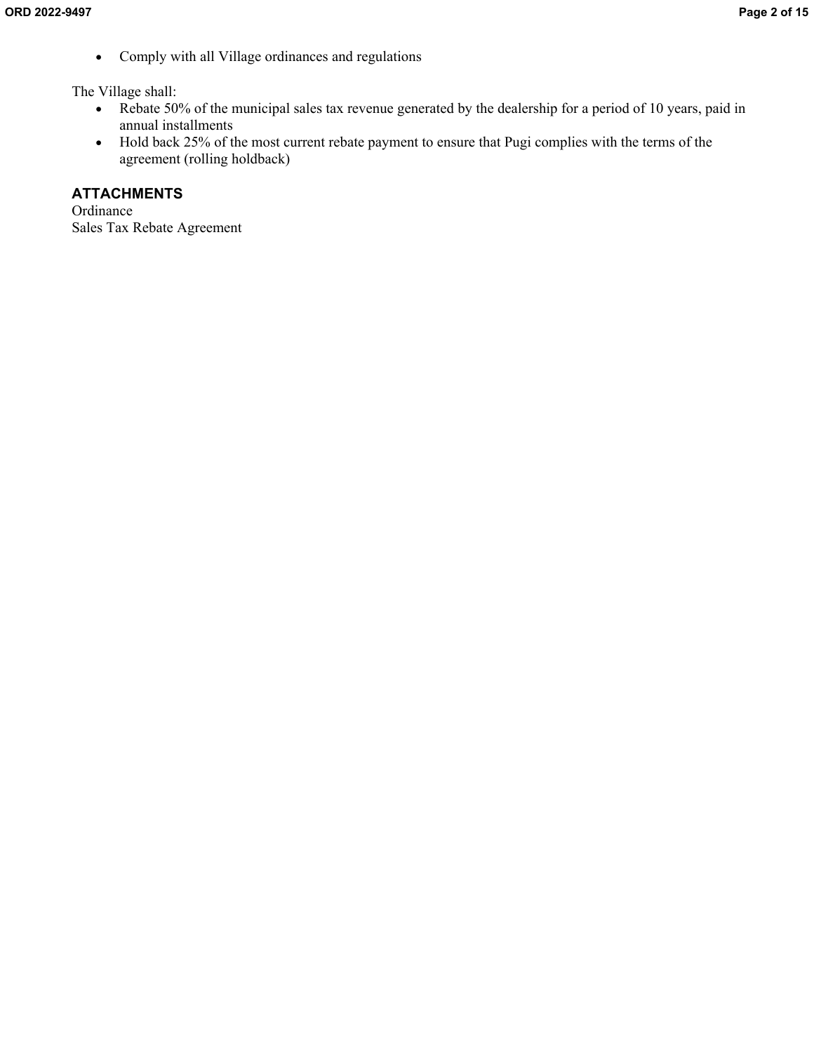- Comply with all Village ordinances and regulations

The Village shall:

- Rebate 50% of the municipal sales tax revenue generated by the dealership for a period of 10 years, paid in annual installments
- Hold back 25% of the most current rebate payment to ensure that Pugi complies with the terms of the agreement (rolling holdback)

## ATTACHMENTS

Ordinance
Sales Tax Rebate Agreement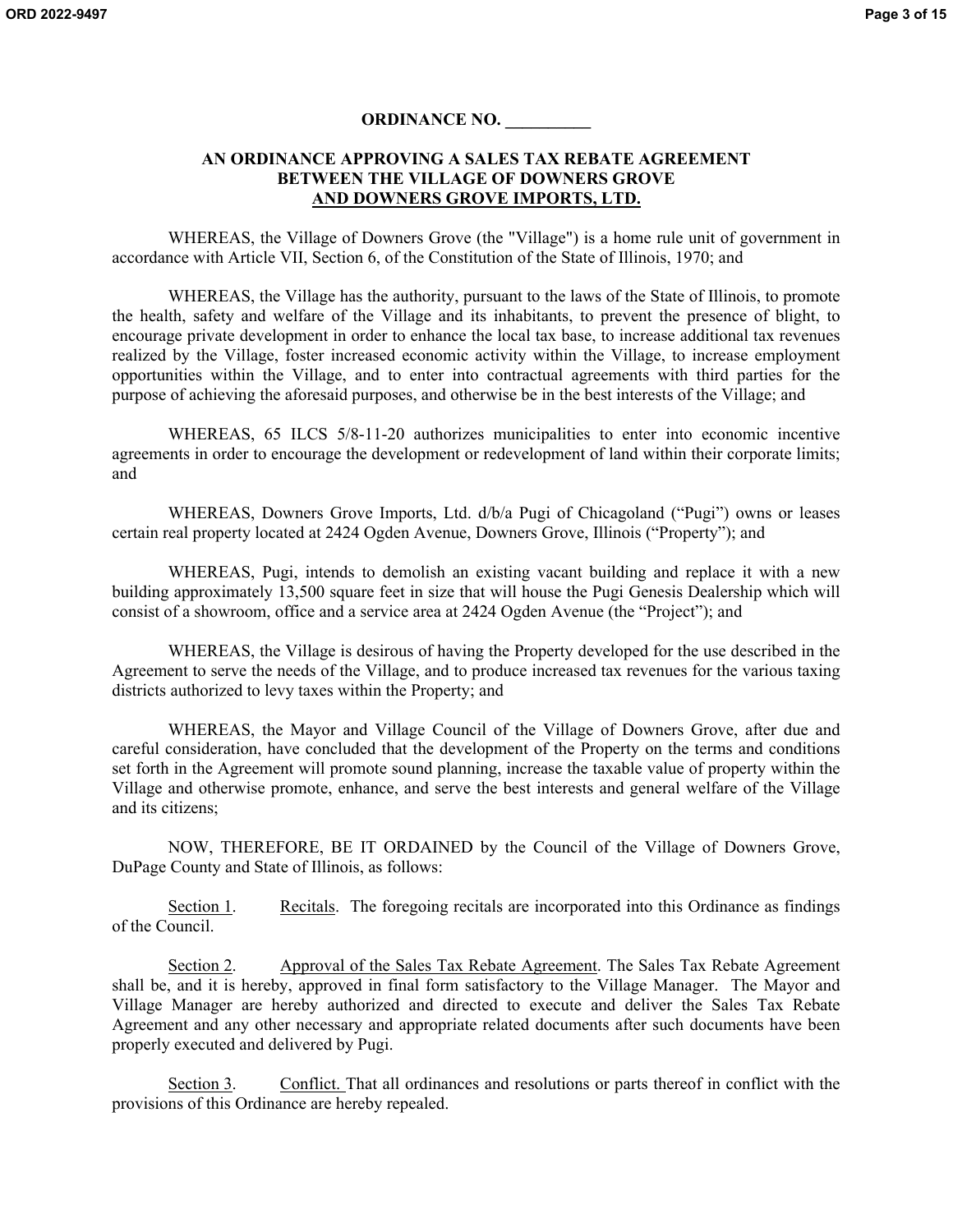**ORDINANCE NO. __________**

**AN ORDINANCE APPROVING A SALES TAX REBATE AGREEMENT BETWEEN THE VILLAGE OF DOWNERS GROVE AND DOWNERS GROVE IMPORTS, LTD.**

WHEREAS, the Village of Downers Grove (the "Village") is a home rule unit of government in accordance with Article VII, Section 6, of the Constitution of the State of Illinois, 1970; and

WHEREAS, the Village has the authority, pursuant to the laws of the State of Illinois, to promote the health, safety and welfare of the Village and its inhabitants, to prevent the presence of blight, to encourage private development in order to enhance the local tax base, to increase additional tax revenues realized by the Village, foster increased economic activity within the Village, to increase employment opportunities within the Village, and to enter into contractual agreements with third parties for the purpose of achieving the aforesaid purposes, and otherwise be in the best interests of the Village; and

WHEREAS, 65 ILCS 5/8-11-20 authorizes municipalities to enter into economic incentive agreements in order to encourage the development or redevelopment of land within their corporate limits; and

WHEREAS, Downers Grove Imports, Ltd. d/b/a Pugi of Chicagoland ("Pugi") owns or leases certain real property located at 2424 Ogden Avenue, Downers Grove, Illinois ("Property"); and

WHEREAS, Pugi, intends to demolish an existing vacant building and replace it with a new building approximately 13,500 square feet in size that will house the Pugi Genesis Dealership which will consist of a showroom, office and a service area at 2424 Ogden Avenue (the "Project"); and

WHEREAS, the Village is desirous of having the Property developed for the use described in the Agreement to serve the needs of the Village, and to produce increased tax revenues for the various taxing districts authorized to levy taxes within the Property; and

WHEREAS, the Mayor and Village Council of the Village of Downers Grove, after due and careful consideration, have concluded that the development of the Property on the terms and conditions set forth in the Agreement will promote sound planning, increase the taxable value of property within the Village and otherwise promote, enhance, and serve the best interests and general welfare of the Village and its citizens;

NOW, THEREFORE, BE IT ORDAINED by the Council of the Village of Downers Grove, DuPage County and State of Illinois, as follows:

Section 1. Recitals. The foregoing recitals are incorporated into this Ordinance as findings of the Council.

Section 2. Approval of the Sales Tax Rebate Agreement. The Sales Tax Rebate Agreement shall be, and it is hereby, approved in final form satisfactory to the Village Manager. The Mayor and Village Manager are hereby authorized and directed to execute and deliver the Sales Tax Rebate Agreement and any other necessary and appropriate related documents after such documents have been properly executed and delivered by Pugi.

Section 3. Conflict. That all ordinances and resolutions or parts thereof in conflict with the provisions of this Ordinance are hereby repealed.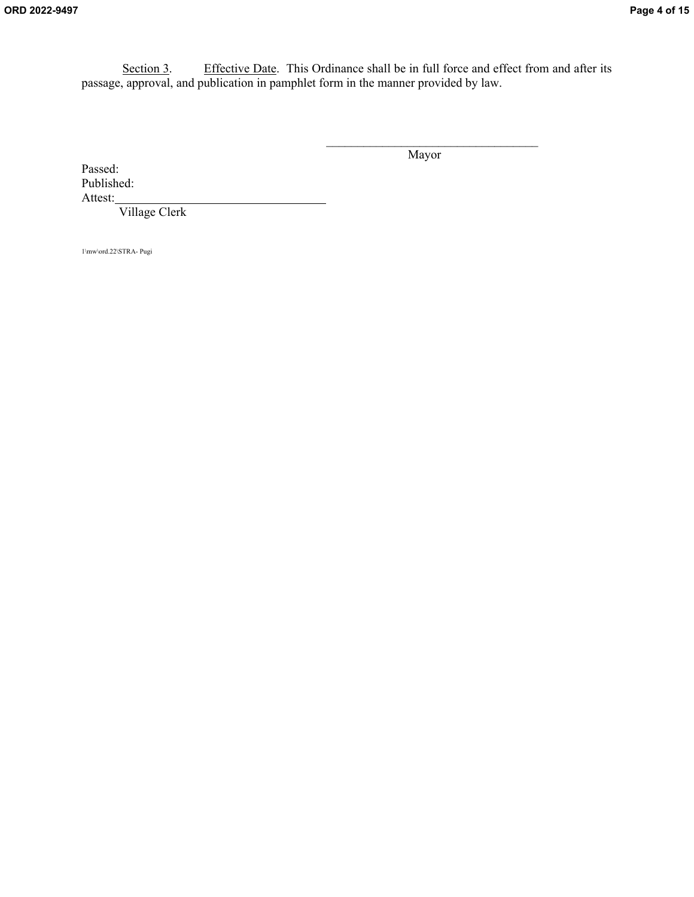Section 3. Effective Date. This Ordinance shall be in full force and effect from and after its passage, approval, and publication in pamphlet form in the manner provided by law.

\_\_\_\_\_\_\_\_\_\_\_\_\_\_\_\_\_\_\_\_\_\_\_\_\_\_\_\_\_\_\_\_\_\_\_

Mayor

Passed:

Published:

Attest:\_\_\_\_\_\_\_\_\_\_\_\_\_\_\_\_\_\_\_\_\_\_\_\_\_\_\_\_\_\_\_\_\_\_\_

Village Clerk

1\mw\ord.22\STRA- Pugi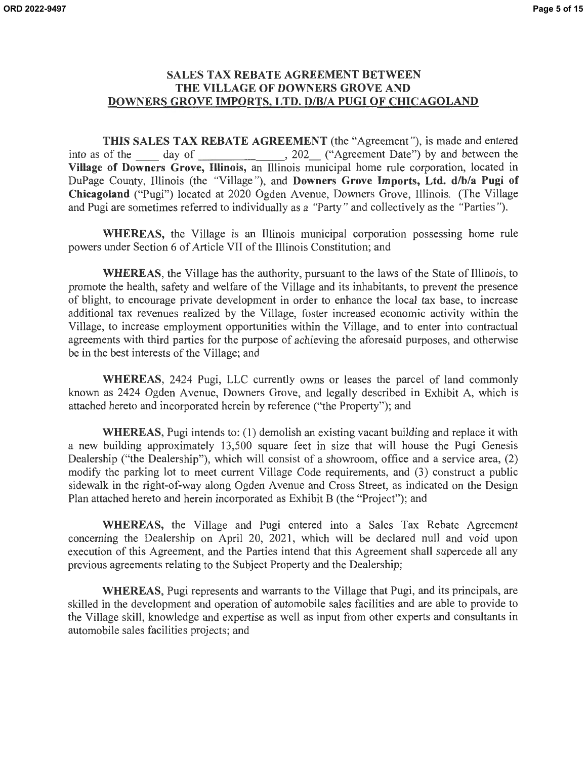## SALES TAX REBATE AGREEMENT BETWEEN THE VILLAGE OF DOWNERS GROVE AND DOWNERS GROVE IMPORTS, LTD. D/B/A PUGI OF CHICAGOLAND

**THIS SALES TAX REBATE AGREEMENT** (the "Agreement"), is made and entered into as of the ____ day of ______________, 202__ ("Agreement Date") by and between the **Village of Downers Grove, Illinois,** an Illinois municipal home rule corporation, located in DuPage County, Illinois (the "Village"), and **Downers Grove Imports, Ltd. d/b/a Pugi of Chicagoland** ("Pugi") located at 2020 Ogden Avenue, Downers Grove, Illinois. (The Village and Pugi are sometimes referred to individually as a "Party" and collectively as the "Parties").

**WHEREAS,** the Village is an Illinois municipal corporation possessing home rule powers under Section 6 of Article VII of the Illinois Constitution; and

**WHEREAS**, the Village has the authority, pursuant to the laws of the State of Illinois, to promote the health, safety and welfare of the Village and its inhabitants, to prevent the presence of blight, to encourage private development in order to enhance the local tax base, to increase additional tax revenues realized by the Village, foster increased economic activity within the Village, to increase employment opportunities within the Village, and to enter into contractual agreements with third parties for the purpose of achieving the aforesaid purposes, and otherwise be in the best interests of the Village; and

**WHEREAS**, 2424 Pugi, LLC currently owns or leases the parcel of land commonly known as 2424 Ogden Avenue, Downers Grove, and legally described in Exhibit A, which is attached hereto and incorporated herein by reference ("the Property"); and

**WHEREAS**, Pugi intends to: (1) demolish an existing vacant building and replace it with a new building approximately 13,500 square feet in size that will house the Pugi Genesis Dealership ("the Dealership"), which will consist of a showroom, office and a service area, (2) modify the parking lot to meet current Village Code requirements, and (3) construct a public sidewalk in the right-of-way along Ogden Avenue and Cross Street, as indicated on the Design Plan attached hereto and herein incorporated as Exhibit B (the "Project"); and

**WHEREAS**, the Village and Pugi entered into a Sales Tax Rebate Agreement concerning the Dealership on April 20, 2021, which will be declared null and void upon execution of this Agreement, and the Parties intend that this Agreement shall supercede all any previous agreements relating to the Subject Property and the Dealership;

**WHEREAS**, Pugi represents and warrants to the Village that Pugi, and its principals, are skilled in the development and operation of automobile sales facilities and are able to provide to the Village skill, knowledge and expertise as well as input from other experts and consultants in automobile sales facilities projects; and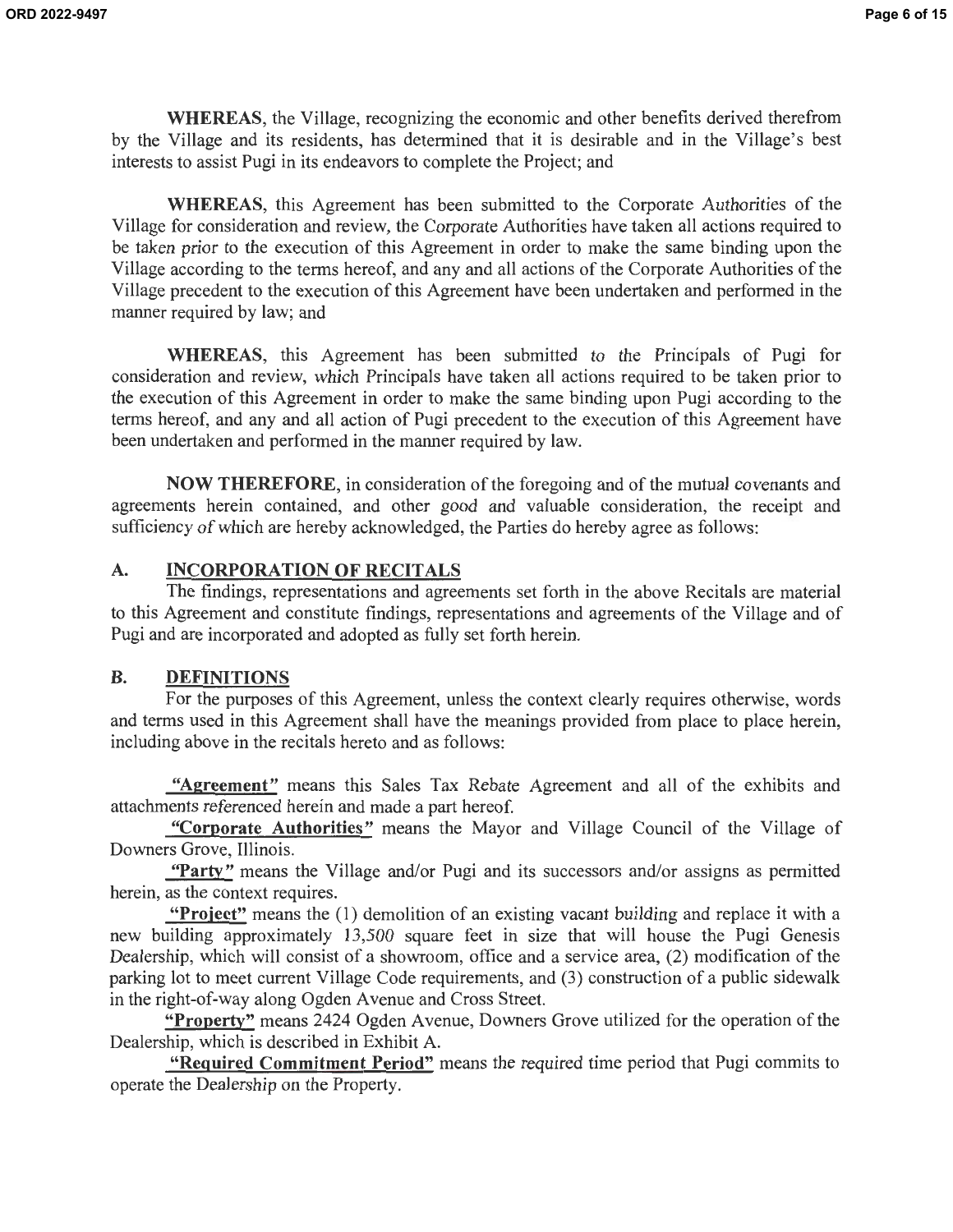**WHEREAS**, the Village, recognizing the economic and other benefits derived therefrom by the Village and its residents, has determined that it is desirable and in the Village's best interests to assist Pugi in its endeavors to complete the Project; and

**WHEREAS**, this Agreement has been submitted to the Corporate Authorities of the Village for consideration and review, the Corporate Authorities have taken all actions required to be taken prior to the execution of this Agreement in order to make the same binding upon the Village according to the terms hereof, and any and all actions of the Corporate Authorities of the Village precedent to the execution of this Agreement have been undertaken and performed in the manner required by law; and

**WHEREAS**, this Agreement has been submitted to the Principals of Pugi for consideration and review, which Principals have taken all actions required to be taken prior to the execution of this Agreement in order to make the same binding upon Pugi according to the terms hereof, and any and all action of Pugi precedent to the execution of this Agreement have been undertaken and performed in the manner required by law.

**NOW THEREFORE**, in consideration of the foregoing and of the mutual covenants and agreements herein contained, and other good and valuable consideration, the receipt and sufficiency of which are hereby acknowledged, the Parties do hereby agree as follows:

## A. INCORPORATION OF RECITALS

The findings, representations and agreements set forth in the above Recitals are material to this Agreement and constitute findings, representations and agreements of the Village and of Pugi and are incorporated and adopted as fully set forth herein.

## B. DEFINITIONS

For the purposes of this Agreement, unless the context clearly requires otherwise, words and terms used in this Agreement shall have the meanings provided from place to place herein, including above in the recitals hereto and as follows:

**"Agreement"** means this Sales Tax Rebate Agreement and all of the exhibits and attachments referenced herein and made a part hereof.

**"Corporate Authorities"** means the Mayor and Village Council of the Village of Downers Grove, Illinois.

**"Party"** means the Village and/or Pugi and its successors and/or assigns as permitted herein, as the context requires.

**"Project"** means the (1) demolition of an existing vacant building and replace it with a new building approximately 13,500 square feet in size that will house the Pugi Genesis Dealership, which will consist of a showroom, office and a service area, (2) modification of the parking lot to meet current Village Code requirements, and (3) construction of a public sidewalk in the right-of-way along Ogden Avenue and Cross Street.

**"Property"** means 2424 Ogden Avenue, Downers Grove utilized for the operation of the Dealership, which is described in Exhibit A.

**"Required Commitment Period"** means the required time period that Pugi commits to operate the Dealership on the Property.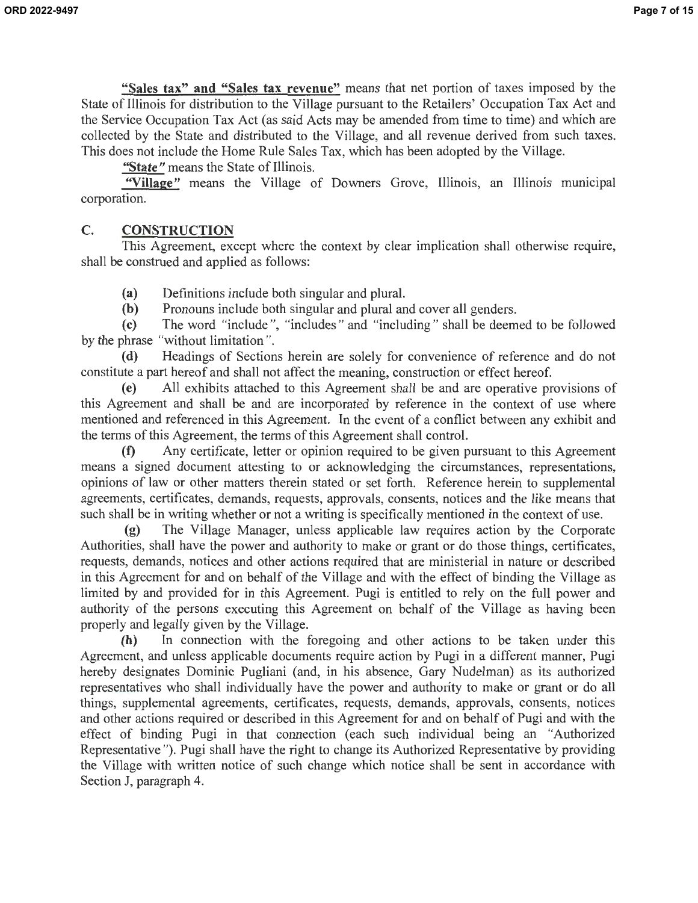**"Sales tax" and "Sales tax revenue"** means that net portion of taxes imposed by the State of Illinois for distribution to the Village pursuant to the Retailers' Occupation Tax Act and the Service Occupation Tax Act (as said Acts may be amended from time to time) and which are collected by the State and distributed to the Village, and all revenue derived from such taxes. This does not include the Home Rule Sales Tax, which has been adopted by the Village.

**"State"** means the State of Illinois.

**"Village"** means the Village of Downers Grove, Illinois, an Illinois municipal corporation.

## C. CONSTRUCTION

This Agreement, except where the context by clear implication shall otherwise require, shall be construed and applied as follows:

**(a)** Definitions include both singular and plural.

**(b)** Pronouns include both singular and plural and cover all genders.

**(c)** The word "include", "includes" and "including" shall be deemed to be followed by the phrase "without limitation".

**(d)** Headings of Sections herein are solely for convenience of reference and do not constitute a part hereof and shall not affect the meaning, construction or effect hereof.

**(e)** All exhibits attached to this Agreement shall be and are operative provisions of this Agreement and shall be and are incorporated by reference in the context of use where mentioned and referenced in this Agreement. In the event of a conflict between any exhibit and the terms of this Agreement, the terms of this Agreement shall control.

**(f)** Any certificate, letter or opinion required to be given pursuant to this Agreement means a signed document attesting to or acknowledging the circumstances, representations, opinions of law or other matters therein stated or set forth. Reference herein to supplemental agreements, certificates, demands, requests, approvals, consents, notices and the like means that such shall be in writing whether or not a writing is specifically mentioned in the context of use.

**(g)** The Village Manager, unless applicable law requires action by the Corporate Authorities, shall have the power and authority to make or grant or do those things, certificates, requests, demands, notices and other actions required that are ministerial in nature or described in this Agreement for and on behalf of the Village and with the effect of binding the Village as limited by and provided for in this Agreement. Pugi is entitled to rely on the full power and authority of the persons executing this Agreement on behalf of the Village as having been properly and legally given by the Village.

**(h)** In connection with the foregoing and other actions to be taken under this Agreement, and unless applicable documents require action by Pugi in a different manner, Pugi hereby designates Dominic Pugliani (and, in his absence, Gary Nudelman) as its authorized representatives who shall individually have the power and authority to make or grant or do all things, supplemental agreements, certificates, requests, demands, approvals, consents, notices and other actions required or described in this Agreement for and on behalf of Pugi and with the effect of binding Pugi in that connection (each such individual being an "Authorized Representative"). Pugi shall have the right to change its Authorized Representative by providing the Village with written notice of such change which notice shall be sent in accordance with Section J, paragraph 4.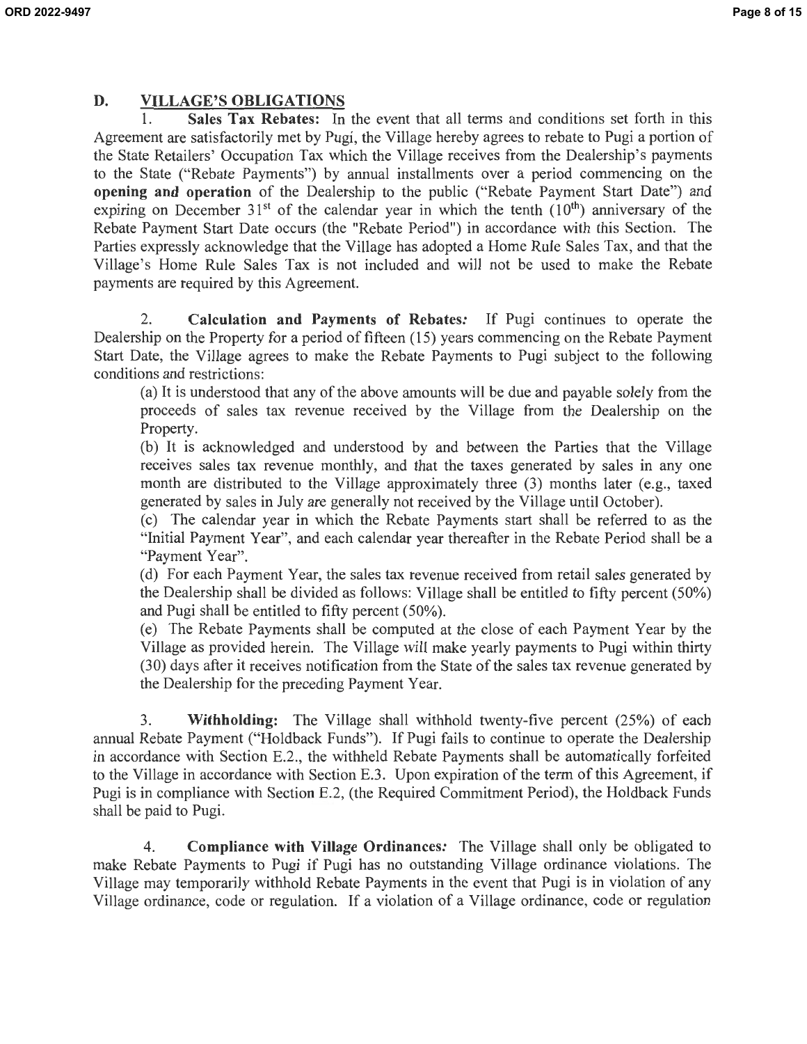## D. VILLAGE'S OBLIGATIONS

1. **Sales Tax Rebates:** In the event that all terms and conditions set forth in this Agreement are satisfactorily met by Pugi, the Village hereby agrees to rebate to Pugi a portion of the State Retailers' Occupation Tax which the Village receives from the Dealership's payments to the State ("Rebate Payments") by annual installments over a period commencing on the **opening and operation** of the Dealership to the public ("Rebate Payment Start Date") and expiring on December 31st of the calendar year in which the tenth (10th) anniversary of the Rebate Payment Start Date occurs (the "Rebate Period") in accordance with this Section. The Parties expressly acknowledge that the Village has adopted a Home Rule Sales Tax, and that the Village's Home Rule Sales Tax is not included and will not be used to make the Rebate payments are required by this Agreement.

2. **Calculation and Payments of Rebates:** If Pugi continues to operate the Dealership on the Property for a period of fifteen (15) years commencing on the Rebate Payment Start Date, the Village agrees to make the Rebate Payments to Pugi subject to the following conditions and restrictions:

(a) It is understood that any of the above amounts will be due and payable solely from the proceeds of sales tax revenue received by the Village from the Dealership on the Property.

(b) It is acknowledged and understood by and between the Parties that the Village receives sales tax revenue monthly, and that the taxes generated by sales in any one month are distributed to the Village approximately three (3) months later (e.g., taxed generated by sales in July are generally not received by the Village until October).

(c) The calendar year in which the Rebate Payments start shall be referred to as the "Initial Payment Year", and each calendar year thereafter in the Rebate Period shall be a "Payment Year".

(d) For each Payment Year, the sales tax revenue received from retail sales generated by the Dealership shall be divided as follows: Village shall be entitled to fifty percent (50%) and Pugi shall be entitled to fifty percent (50%).

(e) The Rebate Payments shall be computed at the close of each Payment Year by the Village as provided herein. The Village will make yearly payments to Pugi within thirty (30) days after it receives notification from the State of the sales tax revenue generated by the Dealership for the preceding Payment Year.

3. **Withholding:** The Village shall withhold twenty-five percent (25%) of each annual Rebate Payment ("Holdback Funds"). If Pugi fails to continue to operate the Dealership in accordance with Section E.2., the withheld Rebate Payments shall be automatically forfeited to the Village in accordance with Section E.3. Upon expiration of the term of this Agreement, if Pugi is in compliance with Section E.2, (the Required Commitment Period), the Holdback Funds shall be paid to Pugi.

4. **Compliance with Village Ordinances:** The Village shall only be obligated to make Rebate Payments to Pugi if Pugi has no outstanding Village ordinance violations. The Village may temporarily withhold Rebate Payments in the event that Pugi is in violation of any Village ordinance, code or regulation. If a violation of a Village ordinance, code or regulation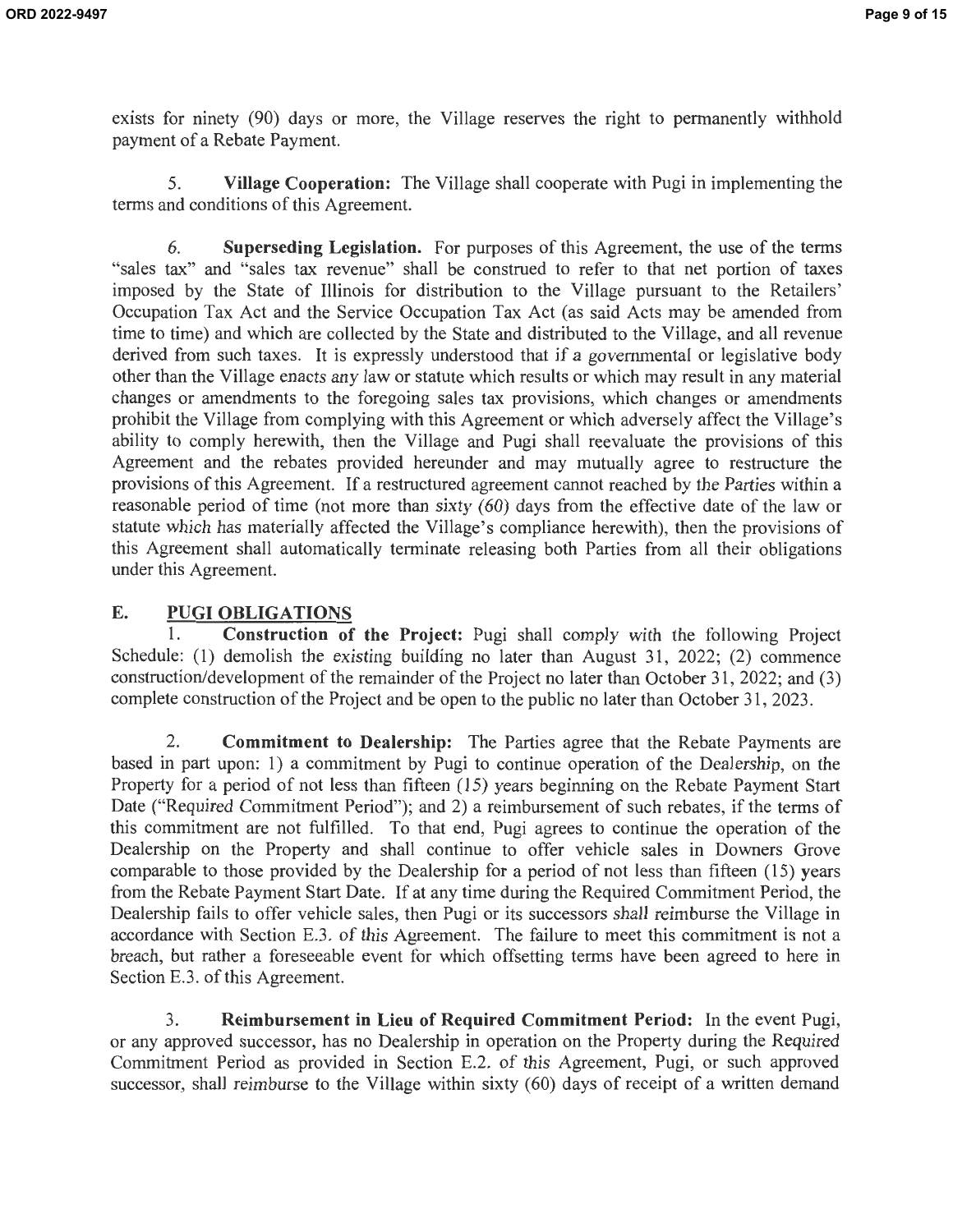exists for ninety (90) days or more, the Village reserves the right to permanently withhold payment of a Rebate Payment.

5. **Village Cooperation:** The Village shall cooperate with Pugi in implementing the terms and conditions of this Agreement.

6. **Superseding Legislation.** For purposes of this Agreement, the use of the terms "sales tax" and "sales tax revenue" shall be construed to refer to that net portion of taxes imposed by the State of Illinois for distribution to the Village pursuant to the Retailers' Occupation Tax Act and the Service Occupation Tax Act (as said Acts may be amended from time to time) and which are collected by the State and distributed to the Village, and all revenue derived from such taxes. It is expressly understood that if a governmental or legislative body other than the Village enacts any law or statute which results or which may result in any material changes or amendments to the foregoing sales tax provisions, which changes or amendments prohibit the Village from complying with this Agreement or which adversely affect the Village's ability to comply herewith, then the Village and Pugi shall reevaluate the provisions of this Agreement and the rebates provided hereunder and may mutually agree to restructure the provisions of this Agreement. If a restructured agreement cannot reached by the Parties within a reasonable period of time (not more than sixty (60) days from the effective date of the law or statute which has materially affected the Village's compliance herewith), then the provisions of this Agreement shall automatically terminate releasing both Parties from all their obligations under this Agreement.

## E. PUGI OBLIGATIONS

1. **Construction of the Project:** Pugi shall comply with the following Project Schedule: (1) demolish the existing building no later than August 31, 2022; (2) commence construction/development of the remainder of the Project no later than October 31, 2022; and (3) complete construction of the Project and be open to the public no later than October 31, 2023.

2. **Commitment to Dealership:** The Parties agree that the Rebate Payments are based in part upon: 1) a commitment by Pugi to continue operation of the Dealership, on the Property for a period of not less than fifteen (15) years beginning on the Rebate Payment Start Date ("Required Commitment Period"); and 2) a reimbursement of such rebates, if the terms of this commitment are not fulfilled. To that end, Pugi agrees to continue the operation of the Dealership on the Property and shall continue to offer vehicle sales in Downers Grove comparable to those provided by the Dealership for a period of not less than fifteen (15) years from the Rebate Payment Start Date. If at any time during the Required Commitment Period, the Dealership fails to offer vehicle sales, then Pugi or its successors shall reimburse the Village in accordance with Section E.3. of this Agreement. The failure to meet this commitment is not a breach, but rather a foreseeable event for which offsetting terms have been agreed to here in Section E.3. of this Agreement.

3. **Reimbursement in Lieu of Required Commitment Period:** In the event Pugi, or any approved successor, has no Dealership in operation on the Property during the Required Commitment Period as provided in Section E.2. of this Agreement, Pugi, or such approved successor, shall reimburse to the Village within sixty (60) days of receipt of a written demand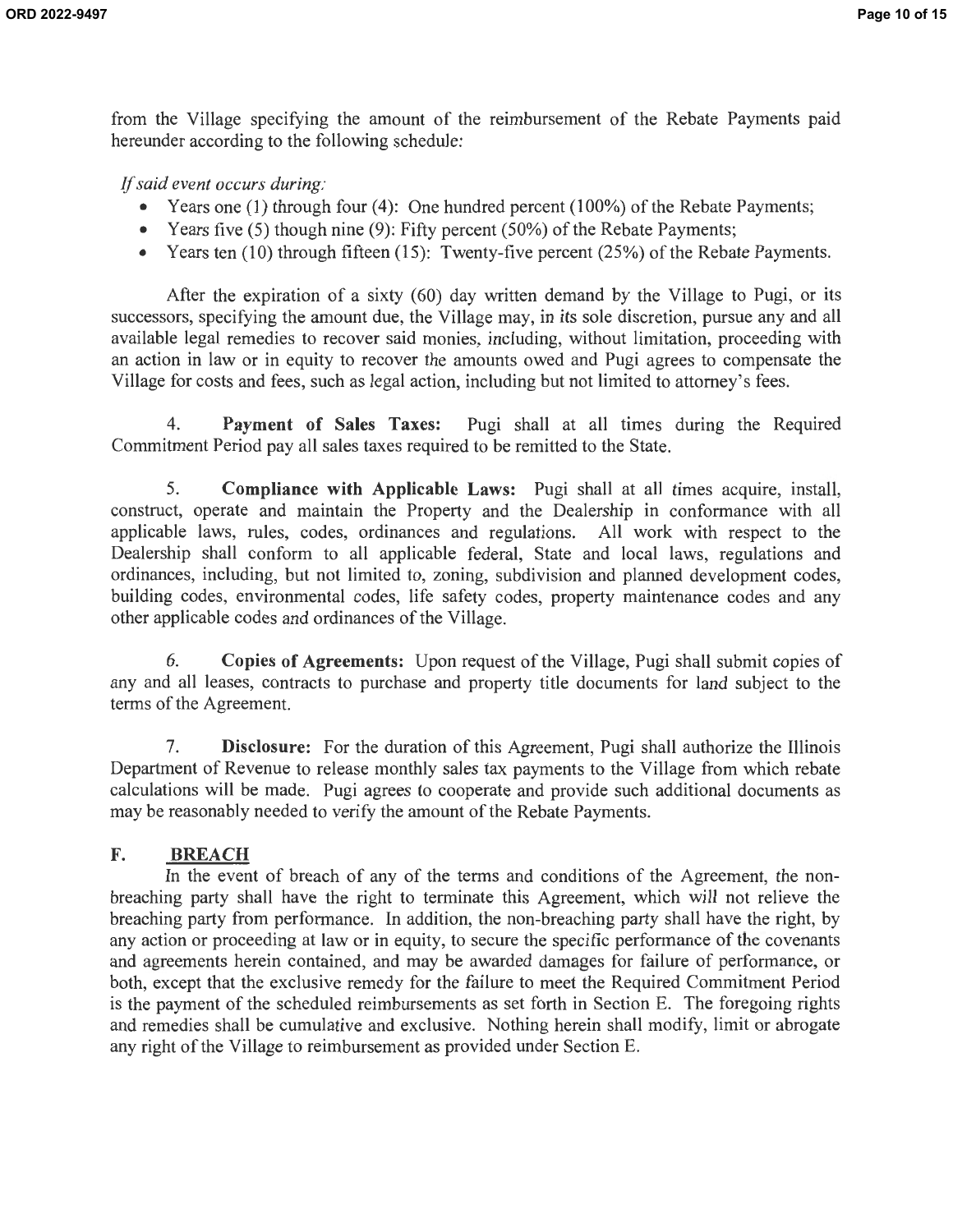from the Village specifying the amount of the reimbursement of the Rebate Payments paid hereunder according to the following schedule:

*If said event occurs during:*

- Years one (1) through four (4): One hundred percent (100%) of the Rebate Payments;
- Years five (5) though nine (9): Fifty percent (50%) of the Rebate Payments;
- Years ten (10) through fifteen (15): Twenty-five percent (25%) of the Rebate Payments.

After the expiration of a sixty (60) day written demand by the Village to Pugi, or its successors, specifying the amount due, the Village may, in its sole discretion, pursue any and all available legal remedies to recover said monies, including, without limitation, proceeding with an action in law or in equity to recover the amounts owed and Pugi agrees to compensate the Village for costs and fees, such as legal action, including but not limited to attorney's fees.

4. **Payment of Sales Taxes:** Pugi shall at all times during the Required Commitment Period pay all sales taxes required to be remitted to the State.

5. **Compliance with Applicable Laws:** Pugi shall at all times acquire, install, construct, operate and maintain the Property and the Dealership in conformance with all applicable laws, rules, codes, ordinances and regulations. All work with respect to the Dealership shall conform to all applicable federal, State and local laws, regulations and ordinances, including, but not limited to, zoning, subdivision and planned development codes, building codes, environmental codes, life safety codes, property maintenance codes and any other applicable codes and ordinances of the Village.

6. **Copies of Agreements:** Upon request of the Village, Pugi shall submit copies of any and all leases, contracts to purchase and property title documents for land subject to the terms of the Agreement.

7. **Disclosure:** For the duration of this Agreement, Pugi shall authorize the Illinois Department of Revenue to release monthly sales tax payments to the Village from which rebate calculations will be made. Pugi agrees to cooperate and provide such additional documents as may be reasonably needed to verify the amount of the Rebate Payments.

## F. BREACH

In the event of breach of any of the terms and conditions of the Agreement, the non-breaching party shall have the right to terminate this Agreement, which will not relieve the breaching party from performance. In addition, the non-breaching party shall have the right, by any action or proceeding at law or in equity, to secure the specific performance of the covenants and agreements herein contained, and may be awarded damages for failure of performance, or both, except that the exclusive remedy for the failure to meet the Required Commitment Period is the payment of the scheduled reimbursements as set forth in Section E. The foregoing rights and remedies shall be cumulative and exclusive. Nothing herein shall modify, limit or abrogate any right of the Village to reimbursement as provided under Section E.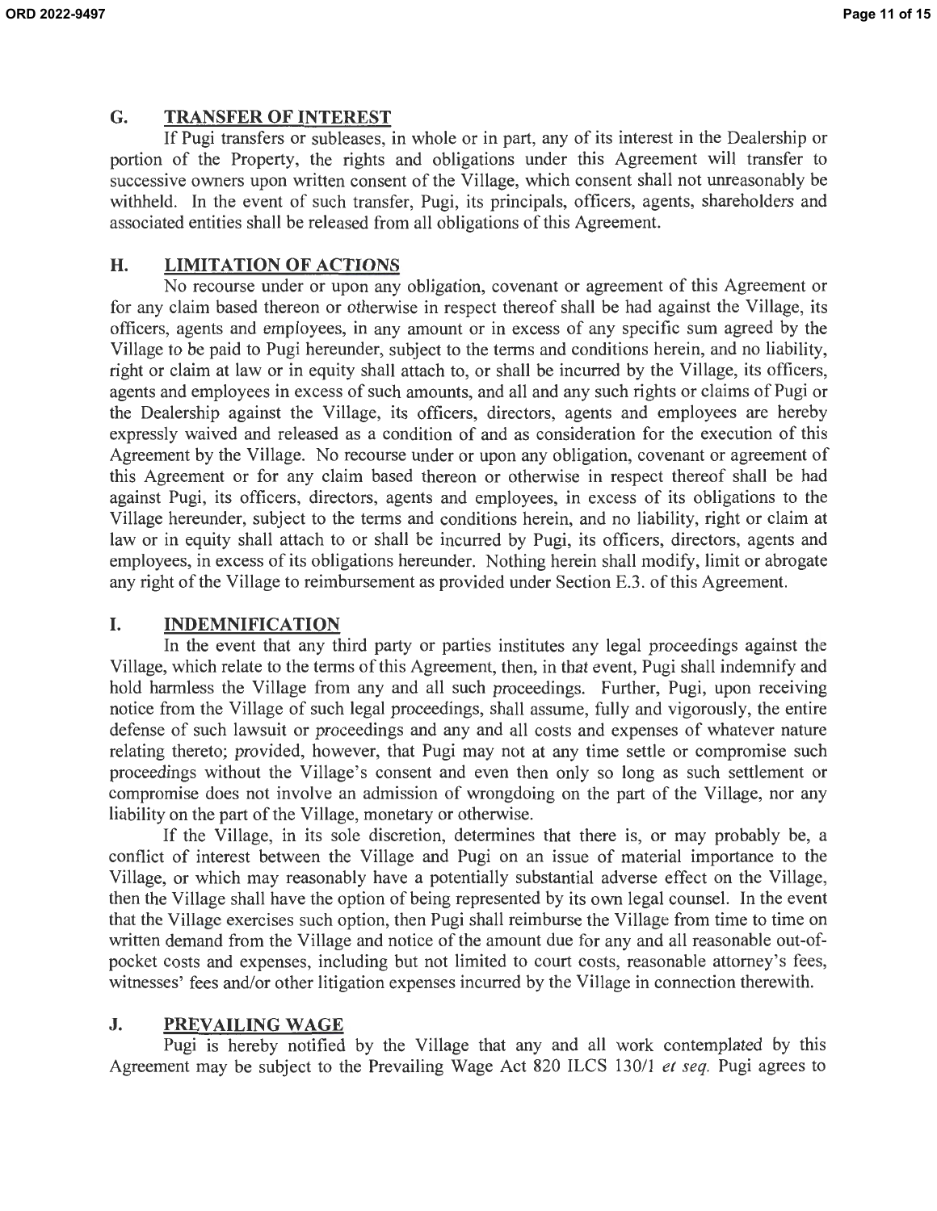## G. TRANSFER OF INTEREST

If Pugi transfers or subleases, in whole or in part, any of its interest in the Dealership or portion of the Property, the rights and obligations under this Agreement will transfer to successive owners upon written consent of the Village, which consent shall not unreasonably be withheld. In the event of such transfer, Pugi, its principals, officers, agents, shareholders and associated entities shall be released from all obligations of this Agreement.

## H. LIMITATION OF ACTIONS

No recourse under or upon any obligation, covenant or agreement of this Agreement or for any claim based thereon or otherwise in respect thereof shall be had against the Village, its officers, agents and employees, in any amount or in excess of any specific sum agreed by the Village to be paid to Pugi hereunder, subject to the terms and conditions herein, and no liability, right or claim at law or in equity shall attach to, or shall be incurred by the Village, its officers, agents and employees in excess of such amounts, and all and any such rights or claims of Pugi or the Dealership against the Village, its officers, directors, agents and employees are hereby expressly waived and released as a condition of and as consideration for the execution of this Agreement by the Village. No recourse under or upon any obligation, covenant or agreement of this Agreement or for any claim based thereon or otherwise in respect thereof shall be had against Pugi, its officers, directors, agents and employees, in excess of its obligations to the Village hereunder, subject to the terms and conditions herein, and no liability, right or claim at law or in equity shall attach to or shall be incurred by Pugi, its officers, directors, agents and employees, in excess of its obligations hereunder. Nothing herein shall modify, limit or abrogate any right of the Village to reimbursement as provided under Section E.3. of this Agreement.

## I. INDEMNIFICATION

In the event that any third party or parties institutes any legal proceedings against the Village, which relate to the terms of this Agreement, then, in that event, Pugi shall indemnify and hold harmless the Village from any and all such proceedings. Further, Pugi, upon receiving notice from the Village of such legal proceedings, shall assume, fully and vigorously, the entire defense of such lawsuit or proceedings and any and all costs and expenses of whatever nature relating thereto; provided, however, that Pugi may not at any time settle or compromise such proceedings without the Village's consent and even then only so long as such settlement or compromise does not involve an admission of wrongdoing on the part of the Village, nor any liability on the part of the Village, monetary or otherwise.

If the Village, in its sole discretion, determines that there is, or may probably be, a conflict of interest between the Village and Pugi on an issue of material importance to the Village, or which may reasonably have a potentially substantial adverse effect on the Village, then the Village shall have the option of being represented by its own legal counsel. In the event that the Village exercises such option, then Pugi shall reimburse the Village from time to time on written demand from the Village and notice of the amount due for any and all reasonable out-of-pocket costs and expenses, including but not limited to court costs, reasonable attorney's fees, witnesses' fees and/or other litigation expenses incurred by the Village in connection therewith.

## J. PREVAILING WAGE

Pugi is hereby notified by the Village that any and all work contemplated by this Agreement may be subject to the Prevailing Wage Act 820 ILCS 130/1 *et seq.* Pugi agrees to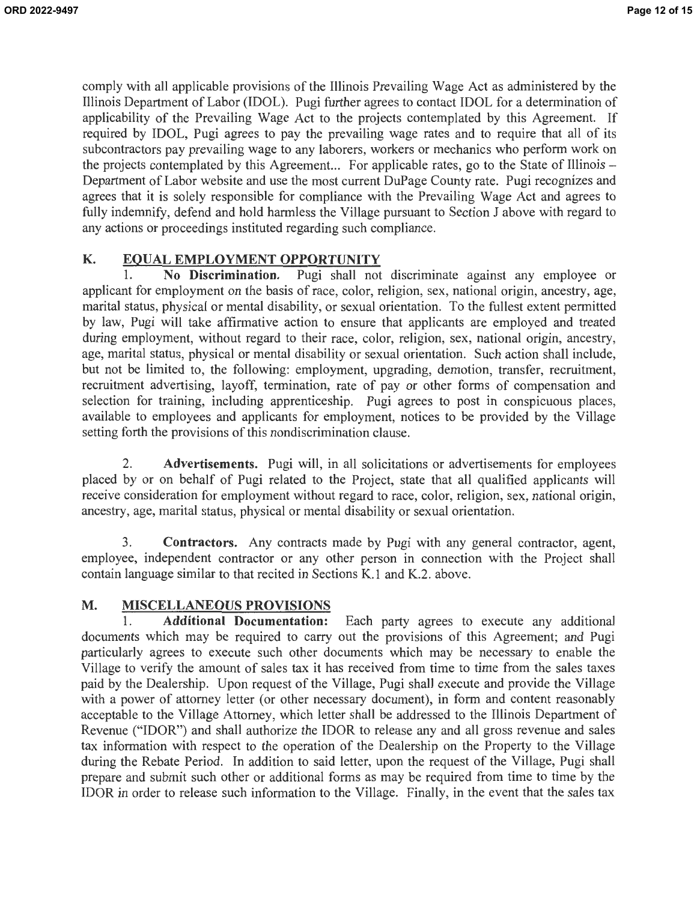comply with all applicable provisions of the Illinois Prevailing Wage Act as administered by the Illinois Department of Labor (IDOL). Pugi further agrees to contact IDOL for a determination of applicability of the Prevailing Wage Act to the projects contemplated by this Agreement. If required by IDOL, Pugi agrees to pay the prevailing wage rates and to require that all of its subcontractors pay prevailing wage to any laborers, workers or mechanics who perform work on the projects contemplated by this Agreement... For applicable rates, go to the State of Illinois – Department of Labor website and use the most current DuPage County rate. Pugi recognizes and agrees that it is solely responsible for compliance with the Prevailing Wage Act and agrees to fully indemnify, defend and hold harmless the Village pursuant to Section J above with regard to any actions or proceedings instituted regarding such compliance.

## K. EQUAL EMPLOYMENT OPPORTUNITY

1. **No Discrimination.** Pugi shall not discriminate against any employee or applicant for employment on the basis of race, color, religion, sex, national origin, ancestry, age, marital status, physical or mental disability, or sexual orientation. To the fullest extent permitted by law, Pugi will take affirmative action to ensure that applicants are employed and treated during employment, without regard to their race, color, religion, sex, national origin, ancestry, age, marital status, physical or mental disability or sexual orientation. Such action shall include, but not be limited to, the following: employment, upgrading, demotion, transfer, recruitment, recruitment advertising, layoff, termination, rate of pay or other forms of compensation and selection for training, including apprenticeship. Pugi agrees to post in conspicuous places, available to employees and applicants for employment, notices to be provided by the Village setting forth the provisions of this nondiscrimination clause.

2. **Advertisements.** Pugi will, in all solicitations or advertisements for employees placed by or on behalf of Pugi related to the Project, state that all qualified applicants will receive consideration for employment without regard to race, color, religion, sex, national origin, ancestry, age, marital status, physical or mental disability or sexual orientation.

3. **Contractors.** Any contracts made by Pugi with any general contractor, agent, employee, independent contractor or any other person in connection with the Project shall contain language similar to that recited in Sections K.1 and K.2. above.

## M. MISCELLANEOUS PROVISIONS

1. **Additional Documentation:** Each party agrees to execute any additional documents which may be required to carry out the provisions of this Agreement; and Pugi particularly agrees to execute such other documents which may be necessary to enable the Village to verify the amount of sales tax it has received from time to time from the sales taxes paid by the Dealership. Upon request of the Village, Pugi shall execute and provide the Village with a power of attorney letter (or other necessary document), in form and content reasonably acceptable to the Village Attorney, which letter shall be addressed to the Illinois Department of Revenue ("IDOR") and shall authorize the IDOR to release any and all gross revenue and sales tax information with respect to the operation of the Dealership on the Property to the Village during the Rebate Period. In addition to said letter, upon the request of the Village, Pugi shall prepare and submit such other or additional forms as may be required from time to time by the IDOR in order to release such information to the Village. Finally, in the event that the sales tax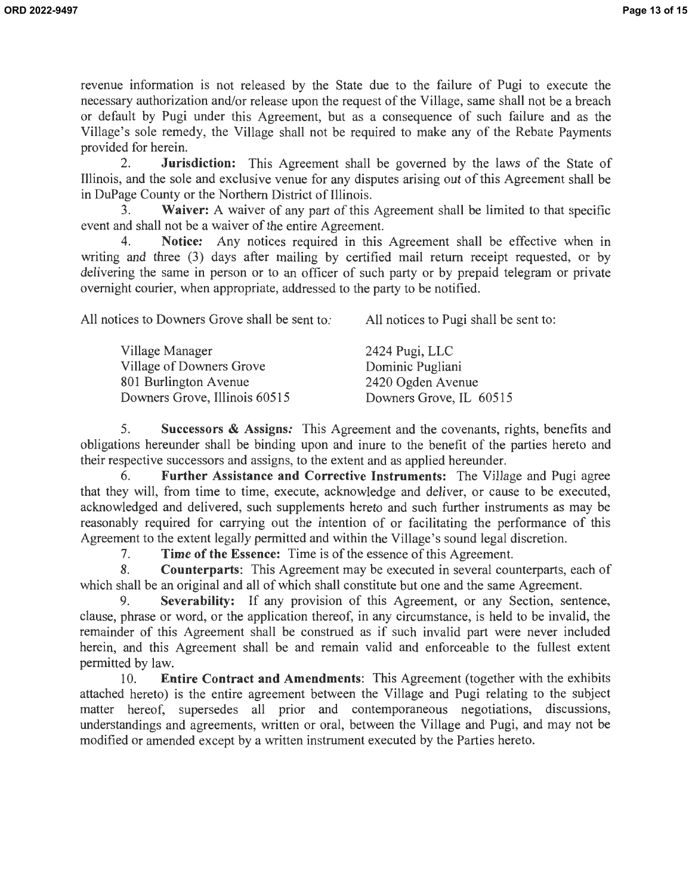revenue information is not released by the State due to the failure of Pugi to execute the necessary authorization and/or release upon the request of the Village, same shall not be a breach or default by Pugi under this Agreement, but as a consequence of such failure and as the Village's sole remedy, the Village shall not be required to make any of the Rebate Payments provided for herein.

2. **Jurisdiction:** This Agreement shall be governed by the laws of the State of Illinois, and the sole and exclusive venue for any disputes arising out of this Agreement shall be in DuPage County or the Northern District of Illinois.

3. **Waiver:** A waiver of any part of this Agreement shall be limited to that specific event and shall not be a waiver of the entire Agreement.

4. **Notice:** Any notices required in this Agreement shall be effective when in writing and three (3) days after mailing by certified mail return receipt requested, or by delivering the same in person or to an officer of such party or by prepaid telegram or private overnight courier, when appropriate, addressed to the party to be notified.

All notices to Downers Grove shall be sent to:

Village Manager
Village of Downers Grove
801 Burlington Avenue
Downers Grove, Illinois 60515

All notices to Pugi shall be sent to:

2424 Pugi, LLC
Dominic Pugliani
2420 Ogden Avenue
Downers Grove, IL 60515

5. **Successors & Assigns:** This Agreement and the covenants, rights, benefits and obligations hereunder shall be binding upon and inure to the benefit of the parties hereto and their respective successors and assigns, to the extent and as applied hereunder.

6. **Further Assistance and Corrective Instruments:** The Village and Pugi agree that they will, from time to time, execute, acknowledge and deliver, or cause to be executed, acknowledged and delivered, such supplements hereto and such further instruments as may be reasonably required for carrying out the intention of or facilitating the performance of this Agreement to the extent legally permitted and within the Village's sound legal discretion.

7. **Time of the Essence:** Time is of the essence of this Agreement.

8. **Counterparts**: This Agreement may be executed in several counterparts, each of which shall be an original and all of which shall constitute but one and the same Agreement.

9. **Severability:** If any provision of this Agreement, or any Section, sentence, clause, phrase or word, or the application thereof, in any circumstance, is held to be invalid, the remainder of this Agreement shall be construed as if such invalid part were never included herein, and this Agreement shall be and remain valid and enforceable to the fullest extent permitted by law.

10. **Entire Contract and Amendments**: This Agreement (together with the exhibits attached hereto) is the entire agreement between the Village and Pugi relating to the subject matter hereof, supersedes all prior and contemporaneous negotiations, discussions, understandings and agreements, written or oral, between the Village and Pugi, and may not be modified or amended except by a written instrument executed by the Parties hereto.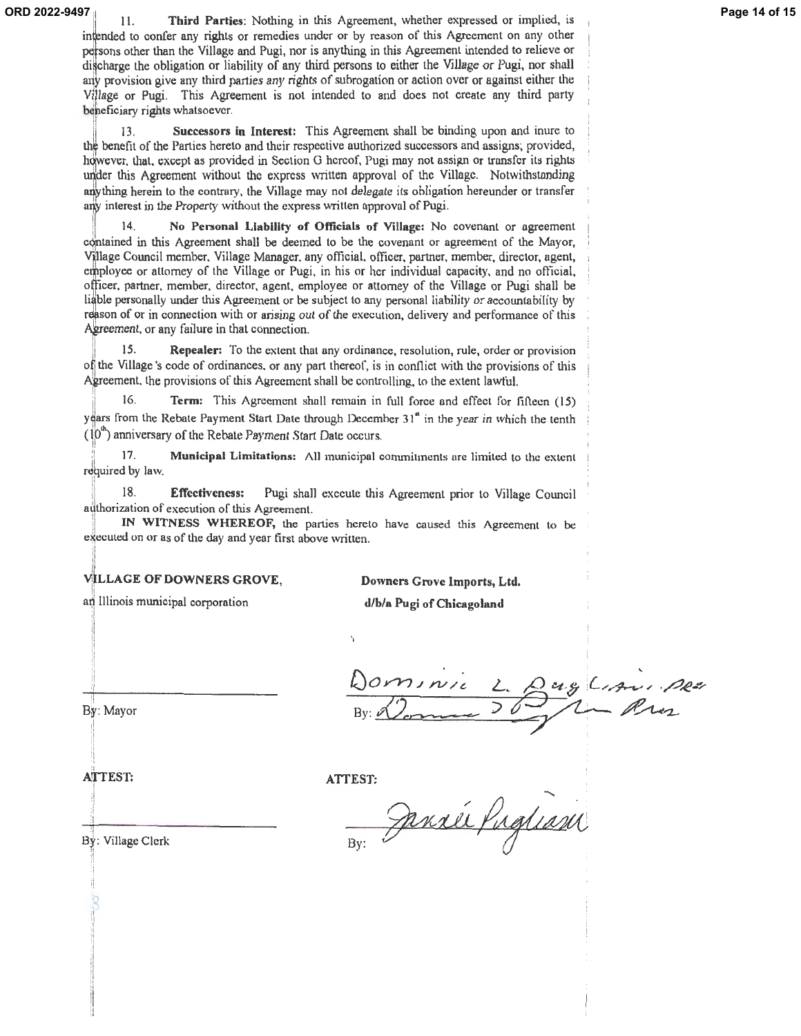11. **Third Parties**: Nothing in this Agreement, whether expressed or implied, is intended to confer any rights or remedies under or by reason of this Agreement on any other persons other than the Village and Pugi, nor is anything in this Agreement intended to relieve or discharge the obligation or liability of any third persons to either the Village or Pugi, nor shall any provision give any third parties any rights of subrogation or action over or against either the Village or Pugi. This Agreement is not intended to and does not create any third party beneficiary rights whatsoever.

13. **Successors in Interest:** This Agreement shall be binding upon and inure to the benefit of the Parties hereto and their respective authorized successors and assigns; provided, however, that, except as provided in Section G hereof, Pugi may not assign or transfer its rights under this Agreement without the express written approval of the Village. Notwithstanding anything herein to the contrary, the Village may not delegate its obligation hereunder or transfer any interest in the Property without the express written approval of Pugi.

14. **No Personal Liability of Officials of Village:** No covenant or agreement contained in this Agreement shall be deemed to be the covenant or agreement of the Mayor, Village Council member, Village Manager, any official, officer, partner, member, director, agent, employee or attorney of the Village or Pugi, in his or her individual capacity, and no official, officer, partner, member, director, agent, employee or attorney of the Village or Pugi shall be liable personally under this Agreement or be subject to any personal liability or accountability by reason of or in connection with or arising out of the execution, delivery and performance of this Agreement, or any failure in that connection.

15. **Repealer:** To the extent that any ordinance, resolution, rule, order or provision of the Village's code of ordinances, or any part thereof, is in conflict with the provisions of this Agreement, the provisions of this Agreement shall be controlling, to the extent lawful.

16. **Term:** This Agreement shall remain in full force and effect for fifteen (15) years from the Rebate Payment Start Date through December 31st in the year in which the tenth (10th) anniversary of the Rebate Payment Start Date occurs.

17. **Municipal Limitations:** All municipal commitments are limited to the extent required by law.

18. **Effectiveness:** Pugi shall execute this Agreement prior to Village Council authorization of execution of this Agreement.

**IN WITNESS WHEREOF,** the parties hereto have caused this Agreement to be executed on or as of the day and year first above written.

**VILLAGE OF DOWNERS GROVE,**
an Illinois municipal corporation

By: Mayor

**ATTEST:**

By: Village Clerk

**Downers Grove Imports, Ltd.**
**d/b/a Pugi of Chicagoland**

Dominic L. Pugliani, Pres

By: [signature] Pres

**ATTEST:**

By: [signature]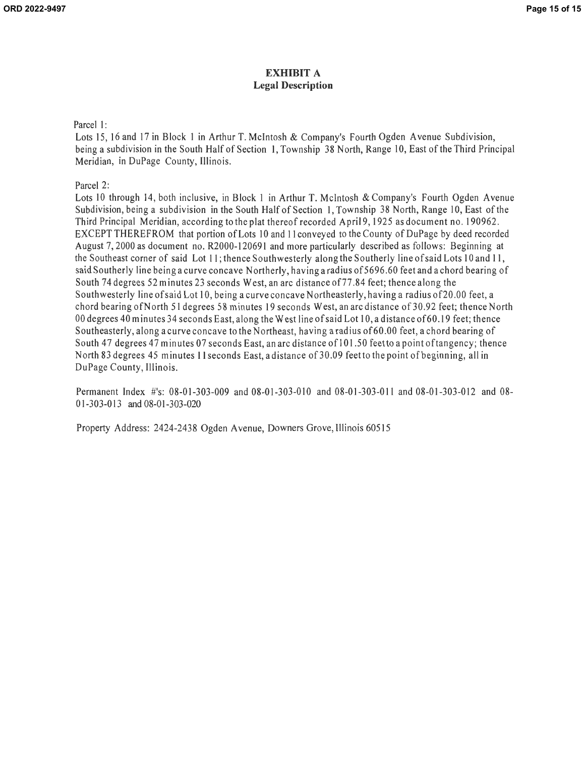# EXHIBIT A
## Legal Description

Parcel 1:
Lots 15, 16 and 17 in Block 1 in Arthur T. McIntosh & Company's Fourth Ogden Avenue Subdivision, being a subdivision in the South Half of Section 1, Township 38 North, Range 10, East of the Third Principal Meridian, in DuPage County, Illinois.

Parcel 2:
Lots 10 through 14, both inclusive, in Block 1 in Arthur T. McIntosh & Company's Fourth Ogden Avenue Subdivision, being a subdivision in the South Half of Section 1, Township 38 North, Range 10, East of the Third Principal Meridian, according to the plat thereof recorded April 9, 1925 as document no. 190962. EXCEPT THEREFROM that portion of Lots 10 and 11 conveyed to the County of DuPage by deed recorded August 7, 2000 as document no. R2000-120691 and more particularly described as follows: Beginning at the Southeast corner of said Lot 11; thence Southwesterly along the Southerly line of said Lots 10 and 11, said Southerly line being a curve concave Northerly, having a radius of 5696.60 feet and a chord bearing of South 74 degrees 52 minutes 23 seconds West, an arc distance of 77.84 feet; thence along the Southwesterly line of said Lot 10, being a curve concave Northeasterly, having a radius of 20.00 feet, a chord bearing of North 51 degrees 58 minutes 19 seconds West, an arc distance of 30.92 feet; thence North 00 degrees 40 minutes 34 seconds East, along the West line of said Lot 10, a distance of 60.19 feet; thence Southeasterly, along a curve concave to the Northeast, having a radius of 60.00 feet, a chord bearing of South 47 degrees 47 minutes 07 seconds East, an arc distance of 101.50 feet to a point of tangency; thence North 83 degrees 45 minutes 11 seconds East, a distance of 30.09 feet to the point of beginning, all in DuPage County, Illinois.

Permanent Index #'s: 08-01-303-009 and 08-01-303-010 and 08-01-303-011 and 08-01-303-012 and 08-01-303-013 and 08-01-303-020

Property Address: 2424-2438 Ogden Avenue, Downers Grove, Illinois 60515